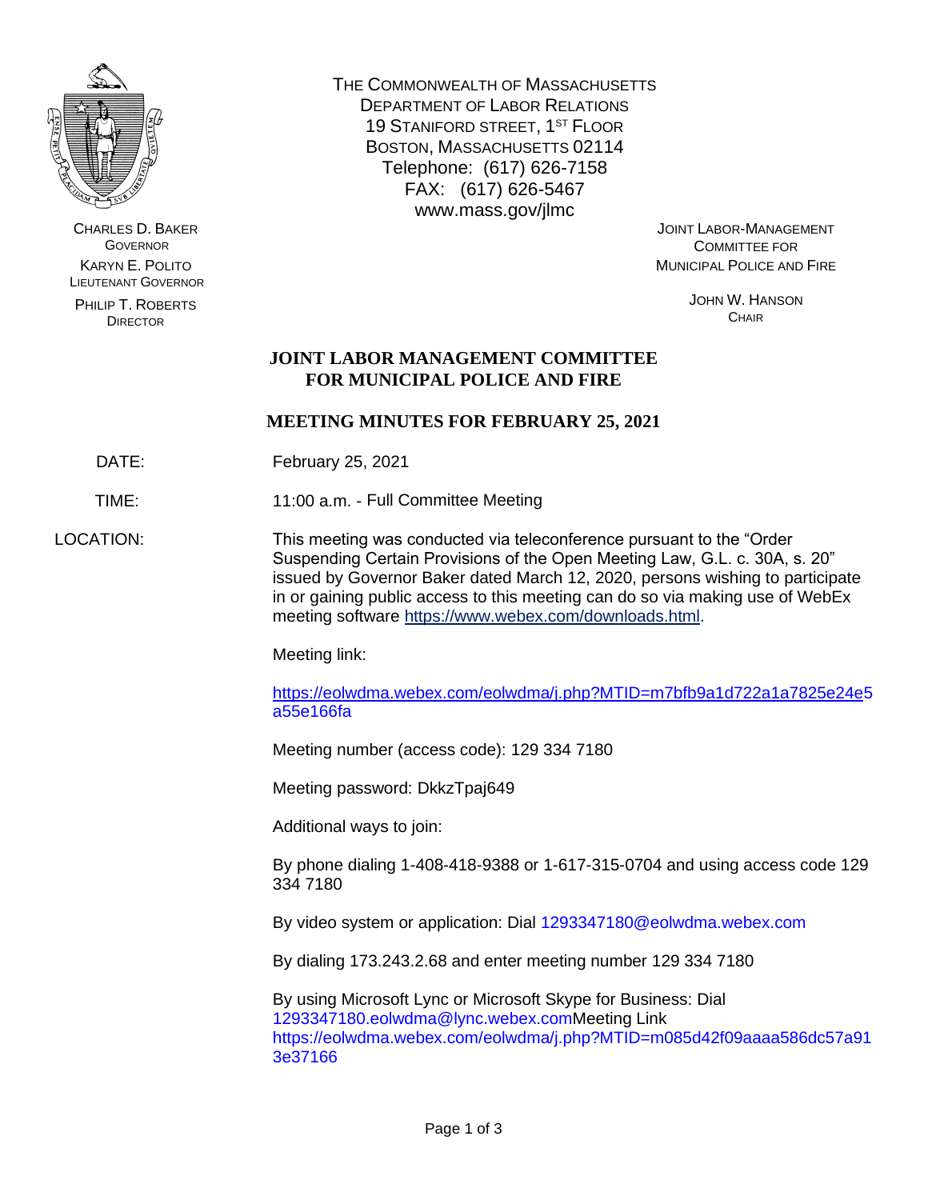CHARLES D. BAKER
GOVERNOR

KARYN E. POLITO
LIEUTENANT GOVERNOR

PHILIP T. ROBERTS
DIRECTOR

THE COMMONWEALTH OF MASSACHUSETTS
DEPARTMENT OF LABOR RELATIONS
19 STANIFORD STREET, 1ST FLOOR
BOSTON, MASSACHUSETTS 02114
Telephone: (617) 626-7158
FAX: (617) 626-5467
www.mass.gov/jlmc

JOINT LABOR-MANAGEMENT
COMMITTEE FOR
MUNICIPAL POLICE AND FIRE

JOHN W. HANSON
CHAIR

# JOINT LABOR MANAGEMENT COMMITTEE FOR MUNICIPAL POLICE AND FIRE

## MEETING MINUTES FOR FEBRUARY 25, 2021

DATE: February 25, 2021

TIME: 11:00 a.m. - Full Committee Meeting

LOCATION: This meeting was conducted via teleconference pursuant to the "Order Suspending Certain Provisions of the Open Meeting Law, G.L. c. 30A, s. 20" issued by Governor Baker dated March 12, 2020, persons wishing to participate in or gaining public access to this meeting can do so via making use of WebEx meeting software https://www.webex.com/downloads.html.

Meeting link:

https://eolwdma.webex.com/eolwdma/j.php?MTID=m7bfb9a1d722a1a7825e24e5a55e166fa

Meeting number (access code): 129 334 7180

Meeting password: DkkzTpaj649

Additional ways to join:

By phone dialing 1-408-418-9388 or 1-617-315-0704 and using access code 129 334 7180

By video system or application: Dial 1293347180@eolwdma.webex.com

By dialing 173.243.2.68 and enter meeting number 129 334 7180

By using Microsoft Lync or Microsoft Skype for Business: Dial 1293347180.eolwdma@lync.webex.comMeeting Link https://eolwdma.webex.com/eolwdma/j.php?MTID=m085d42f09aaaa586dc57a913e37166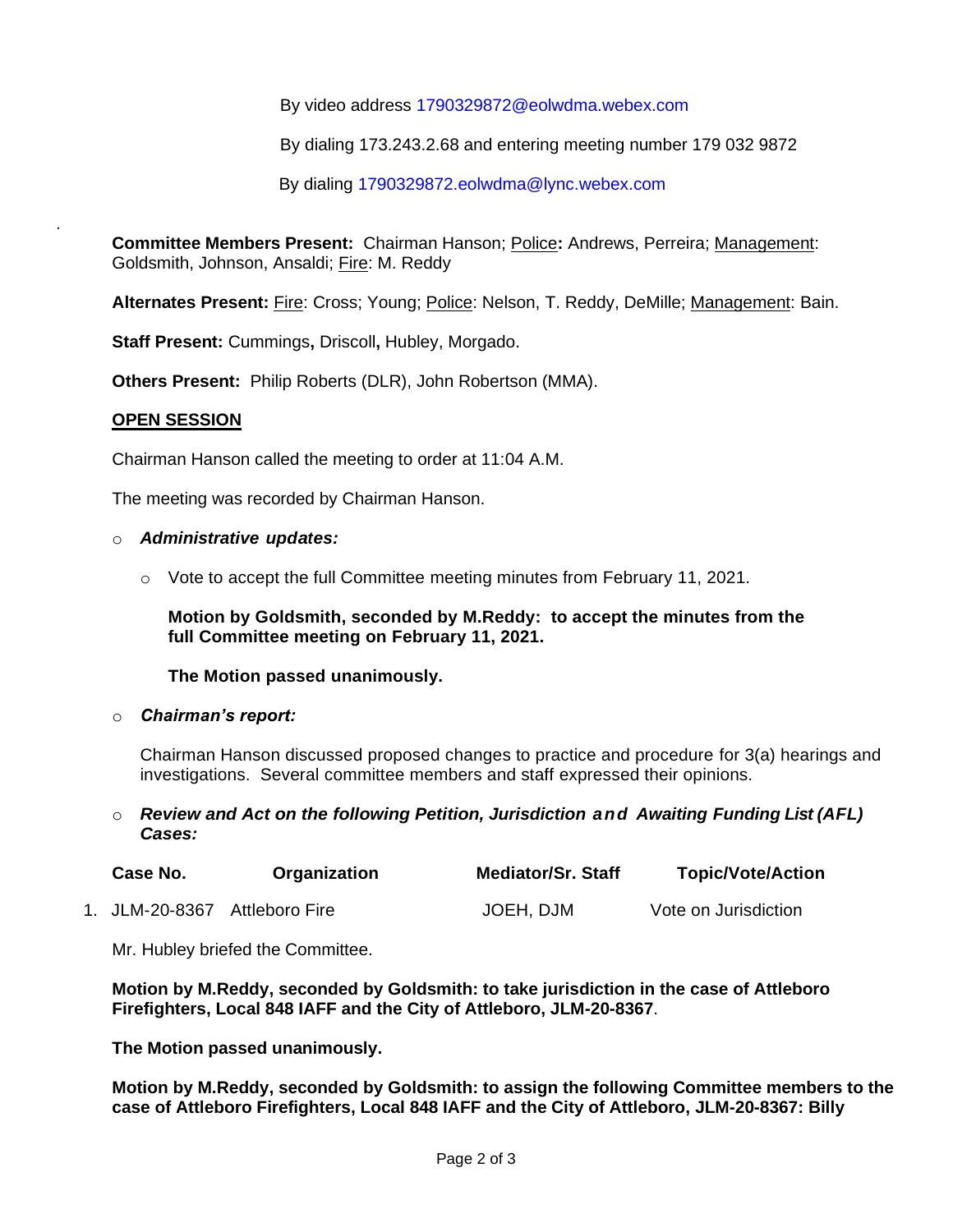By video address 1790329872@eolwdma.webex.com

By dialing 173.243.2.68 and entering meeting number 179 032 9872

By dialing 1790329872.eolwdma@lync.webex.com

**Committee Members Present:** Chairman Hanson; Police**:** Andrews, Perreira; Management: Goldsmith, Johnson, Ansaldi; Fire: M. Reddy

**Alternates Present:** Fire: Cross; Young; Police: Nelson, T. Reddy, DeMille; Management: Bain.

**Staff Present:** Cummings**,** Driscoll**,** Hubley, Morgado.

**Others Present:** Philip Roberts (DLR), John Robertson (MMA).

## OPEN SESSION

Chairman Hanson called the meeting to order at 11:04 A.M.

The meeting was recorded by Chairman Hanson.

- ***Administrative updates:***
  - Vote to accept the full Committee meeting minutes from February 11, 2021.

    **Motion by Goldsmith, seconded by M.Reddy: to accept the minutes from the full Committee meeting on February 11, 2021.**

    **The Motion passed unanimously.**

- ***Chairman's report:***

  Chairman Hanson discussed proposed changes to practice and procedure for 3(a) hearings and investigations. Several committee members and staff expressed their opinions.

- ***Review and Act on the following Petition, Jurisdiction and Awaiting Funding List (AFL) Cases:***

| Case No. | Organization | Mediator/Sr. Staff | Topic/Vote/Action |
|---|---|---|---|
| 1. JLM-20-8367 | Attleboro Fire | JOEH, DJM | Vote on Jurisdiction |

Mr. Hubley briefed the Committee.

**Motion by M.Reddy, seconded by Goldsmith: to take jurisdiction in the case of Attleboro Firefighters, Local 848 IAFF and the City of Attleboro, JLM-20-8367**.

**The Motion passed unanimously.**

**Motion by M.Reddy, seconded by Goldsmith: to assign the following Committee members to the case of Attleboro Firefighters, Local 848 IAFF and the City of Attleboro, JLM-20-8367: Billy**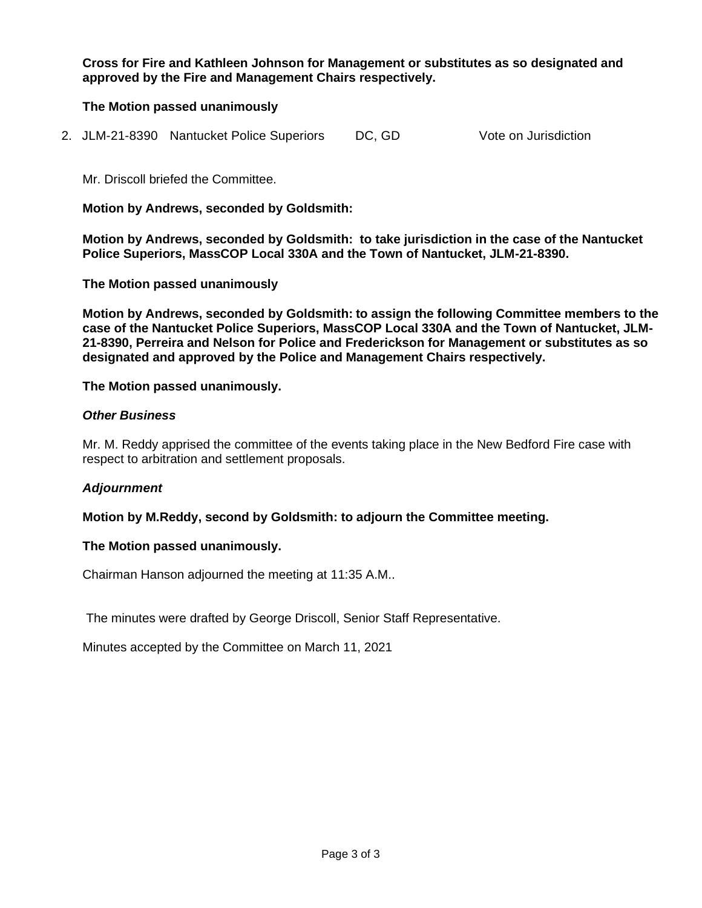**Cross for Fire and Kathleen Johnson for Management or substitutes as so designated and approved by the Fire and Management Chairs respectively.**

**The Motion passed unanimously**

2. JLM-21-8390 Nantucket Police Superiors DC, GD Vote on Jurisdiction

Mr. Driscoll briefed the Committee.

**Motion by Andrews, seconded by Goldsmith:**

**Motion by Andrews, seconded by Goldsmith: to take jurisdiction in the case of the Nantucket Police Superiors, MassCOP Local 330A and the Town of Nantucket, JLM-21-8390.**

**The Motion passed unanimously**

**Motion by Andrews, seconded by Goldsmith: to assign the following Committee members to the case of the Nantucket Police Superiors, MassCOP Local 330A and the Town of Nantucket, JLM-21-8390, Perreira and Nelson for Police and Frederickson for Management or substitutes as so designated and approved by the Police and Management Chairs respectively.**

**The Motion passed unanimously.**

***Other Business***

Mr. M. Reddy apprised the committee of the events taking place in the New Bedford Fire case with respect to arbitration and settlement proposals.

***Adjournment***

**Motion by M.Reddy, second by Goldsmith: to adjourn the Committee meeting.**

**The Motion passed unanimously.**

Chairman Hanson adjourned the meeting at 11:35 A.M..

The minutes were drafted by George Driscoll, Senior Staff Representative.

Minutes accepted by the Committee on March 11, 2021